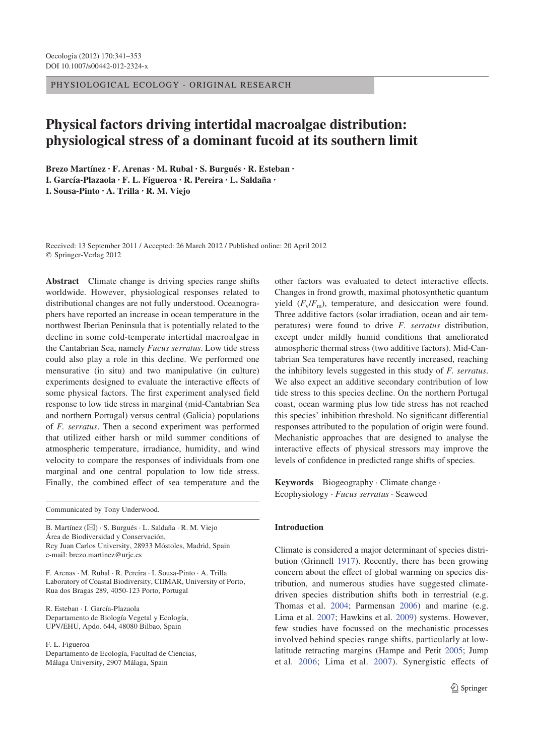PHYSIOLOGICAL ECOLOGY - ORIGINAL RESEARCH

# Physical factors driving intertidal macroalgae distribution: physiological stress of a dominant fucoid at its southern limit

**Brezo Martínez · F. Arenas · M. Rubal · S. Burgués · R. Esteban · I. García-Plazaola · F. L. Figueroa · R. Pereira · L. Saldaña · I. Sousa-Pinto · A. Trilla · R. M. Viejo**

Received: 13 September 2011 / Accepted: 26 March 2012 / Published online: 20 April 2012
© Springer-Verlag 2012

**Abstract** Climate change is driving species range shifts worldwide. However, physiological responses related to distributional changes are not fully understood. Oceanographers have reported an increase in ocean temperature in the northwest Iberian Peninsula that is potentially related to the decline in some cold-temperate intertidal macroalgae in the Cantabrian Sea, namely *Fucus serratus*. Low tide stress could also play a role in this decline. We performed one mensurative (in situ) and two manipulative (in culture) experiments designed to evaluate the interactive effects of some physical factors. The first experiment analysed field response to low tide stress in marginal (mid-Cantabrian Sea and northern Portugal) versus central (Galicia) populations of *F. serratus*. Then a second experiment was performed that utilized either harsh or mild summer conditions of atmospheric temperature, irradiance, humidity, and wind velocity to compare the responses of individuals from one marginal and one central population to low tide stress. Finally, the combined effect of sea temperature and the other factors was evaluated to detect interactive effects. Changes in frond growth, maximal photosynthetic quantum yield ($F_v/F_m$), temperature, and desiccation were found. Three additive factors (solar irradiation, ocean and air temperatures) were found to drive *F. serratus* distribution, except under mildly humid conditions that ameliorated atmospheric thermal stress (two additive factors). Mid-Cantabrian Sea temperatures have recently increased, reaching the inhibitory levels suggested in this study of *F. serratus*. We also expect an additive secondary contribution of low tide stress to this species decline. On the northern Portugal coast, ocean warming plus low tide stress has not reached this species' inhibition threshold. No significant differential responses attributed to the population of origin were found. Mechanistic approaches that are designed to analyse the interactive effects of physical stressors may improve the levels of confidence in predicted range shifts of species.

**Keywords** Biogeography · Climate change · Ecophysiology · *Fucus serratus* · Seaweed

Communicated by Tony Underwood.

B. Martínez (✉) · S. Burgués · L. Saldaña · R. M. Viejo
Área de Biodiversidad y Conservación,
Rey Juan Carlos University, 28933 Móstoles, Madrid, Spain
e-mail: brezo.martinez@urjc.es

F. Arenas · M. Rubal · R. Pereira · I. Sousa-Pinto · A. Trilla
Laboratory of Coastal Biodiversity, CIIMAR, University of Porto,
Rua dos Bragas 289, 4050-123 Porto, Portugal

R. Esteban · I. García-Plazaola
Departamento de Biología Vegetal y Ecología,
UPV/EHU, Apdo. 644, 48080 Bilbao, Spain

F. L. Figueroa
Departamento de Ecología, Facultad de Ciencias,
Málaga University, 2907 Málaga, Spain

## Introduction

Climate is considered a major determinant of species distribution (Grinnell 1917). Recently, there has been growing concern about the effect of global warming on species distribution, and numerous studies have suggested climate-driven species distribution shifts both in terrestrial (e.g. Thomas et al. 2004; Parmensan 2006) and marine (e.g. Lima et al. 2007; Hawkins et al. 2009) systems. However, few studies have focussed on the mechanistic processes involved behind species range shifts, particularly at low-latitude retracting margins (Hampe and Petit 2005; Jump et al. 2006; Lima et al. 2007). Synergistic effects of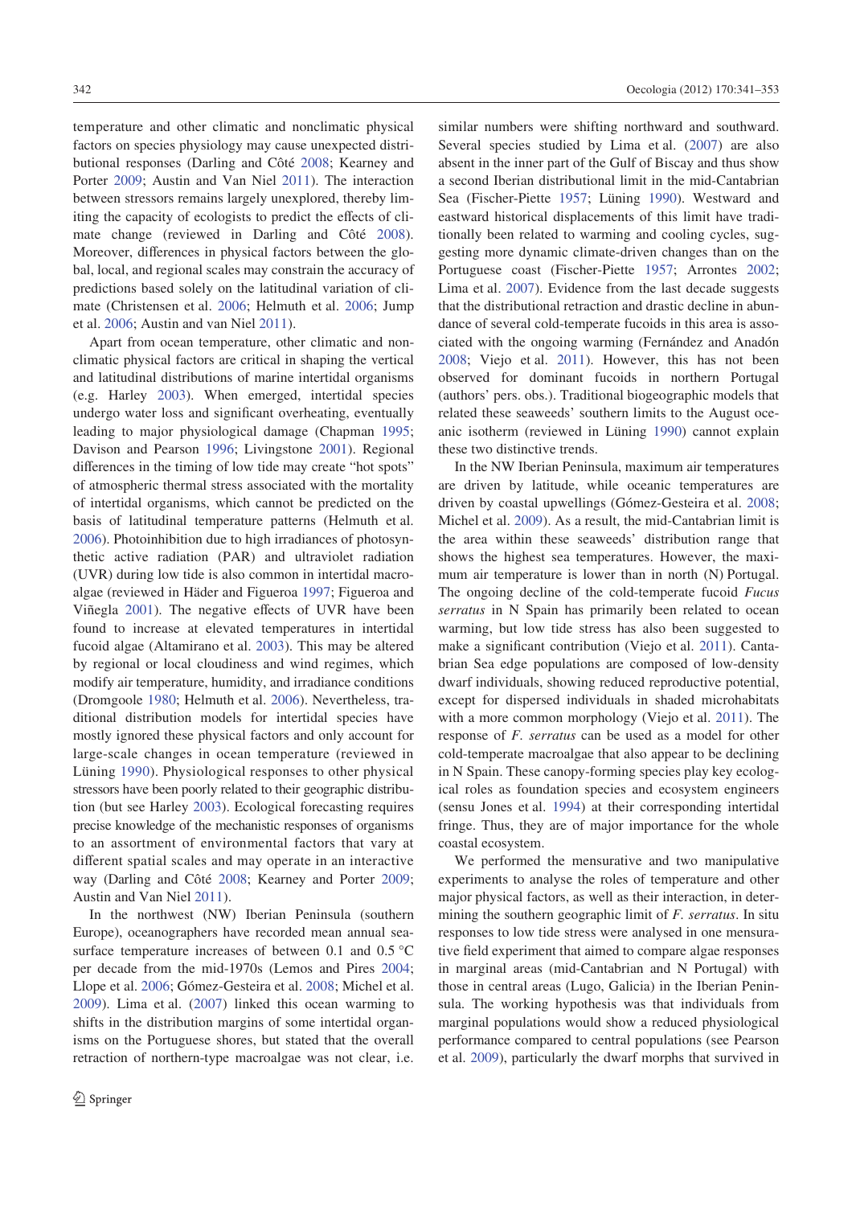temperature and other climatic and nonclimatic physical factors on species physiology may cause unexpected distributional responses (Darling and Côté 2008; Kearney and Porter 2009; Austin and Van Niel 2011). The interaction between stressors remains largely unexplored, thereby limiting the capacity of ecologists to predict the effects of climate change (reviewed in Darling and Côté 2008). Moreover, differences in physical factors between the global, local, and regional scales may constrain the accuracy of predictions based solely on the latitudinal variation of climate (Christensen et al. 2006; Helmuth et al. 2006; Jump et al. 2006; Austin and van Niel 2011).

Apart from ocean temperature, other climatic and nonclimatic physical factors are critical in shaping the vertical and latitudinal distributions of marine intertidal organisms (e.g. Harley 2003). When emerged, intertidal species undergo water loss and significant overheating, eventually leading to major physiological damage (Chapman 1995; Davison and Pearson 1996; Livingstone 2001). Regional differences in the timing of low tide may create "hot spots" of atmospheric thermal stress associated with the mortality of intertidal organisms, which cannot be predicted on the basis of latitudinal temperature patterns (Helmuth et al. 2006). Photoinhibition due to high irradiances of photosynthetic active radiation (PAR) and ultraviolet radiation (UVR) during low tide is also common in intertidal macroalgae (reviewed in Häder and Figueroa 1997; Figueroa and Viñegla 2001). The negative effects of UVR have been found to increase at elevated temperatures in intertidal fucoid algae (Altamirano et al. 2003). This may be altered by regional or local cloudiness and wind regimes, which modify air temperature, humidity, and irradiance conditions (Dromgoole 1980; Helmuth et al. 2006). Nevertheless, traditional distribution models for intertidal species have mostly ignored these physical factors and only account for large-scale changes in ocean temperature (reviewed in Lüning 1990). Physiological responses to other physical stressors have been poorly related to their geographic distribution (but see Harley 2003). Ecological forecasting requires precise knowledge of the mechanistic responses of organisms to an assortment of environmental factors that vary at different spatial scales and may operate in an interactive way (Darling and Côté 2008; Kearney and Porter 2009; Austin and Van Niel 2011).

In the northwest (NW) Iberian Peninsula (southern Europe), oceanographers have recorded mean annual sea-surface temperature increases of between 0.1 and 0.5 °C per decade from the mid-1970s (Lemos and Pires 2004; Llope et al. 2006; Gómez-Gesteira et al. 2008; Michel et al. 2009). Lima et al. (2007) linked this ocean warming to shifts in the distribution margins of some intertidal organisms on the Portuguese shores, but stated that the overall retraction of northern-type macroalgae was not clear, i.e. similar numbers were shifting northward and southward. Several species studied by Lima et al. (2007) are also absent in the inner part of the Gulf of Biscay and thus show a second Iberian distributional limit in the mid-Cantabrian Sea (Fischer-Piette 1957; Lüning 1990). Westward and eastward historical displacements of this limit have traditionally been related to warming and cooling cycles, suggesting more dynamic climate-driven changes than on the Portuguese coast (Fischer-Piette 1957; Arrontes 2002; Lima et al. 2007). Evidence from the last decade suggests that the distributional retraction and drastic decline in abundance of several cold-temperate fucoids in this area is associated with the ongoing warming (Fernández and Anadón 2008; Viejo et al. 2011). However, this has not been observed for dominant fucoids in northern Portugal (authors' pers. obs.). Traditional biogeographic models that related these seaweeds' southern limits to the August oceanic isotherm (reviewed in Lüning 1990) cannot explain these two distinctive trends.

In the NW Iberian Peninsula, maximum air temperatures are driven by latitude, while oceanic temperatures are driven by coastal upwellings (Gómez-Gesteira et al. 2008; Michel et al. 2009). As a result, the mid-Cantabrian limit is the area within these seaweeds' distribution range that shows the highest sea temperatures. However, the maximum air temperature is lower than in north (N) Portugal. The ongoing decline of the cold-temperate fucoid *Fucus serratus* in N Spain has primarily been related to ocean warming, but low tide stress has also been suggested to make a significant contribution (Viejo et al. 2011). Cantabrian Sea edge populations are composed of low-density dwarf individuals, showing reduced reproductive potential, except for dispersed individuals in shaded microhabitats with a more common morphology (Viejo et al. 2011). The response of *F. serratus* can be used as a model for other cold-temperate macroalgae that also appear to be declining in N Spain. These canopy-forming species play key ecological roles as foundation species and ecosystem engineers (sensu Jones et al. 1994) at their corresponding intertidal fringe. Thus, they are of major importance for the whole coastal ecosystem.

We performed the mensurative and two manipulative experiments to analyse the roles of temperature and other major physical factors, as well as their interaction, in determining the southern geographic limit of *F. serratus*. In situ responses to low tide stress were analysed in one mensurative field experiment that aimed to compare algae responses in marginal areas (mid-Cantabrian and N Portugal) with those in central areas (Lugo, Galicia) in the Iberian Peninsula. The working hypothesis was that individuals from marginal populations would show a reduced physiological performance compared to central populations (see Pearson et al. 2009), particularly the dwarf morphs that survived in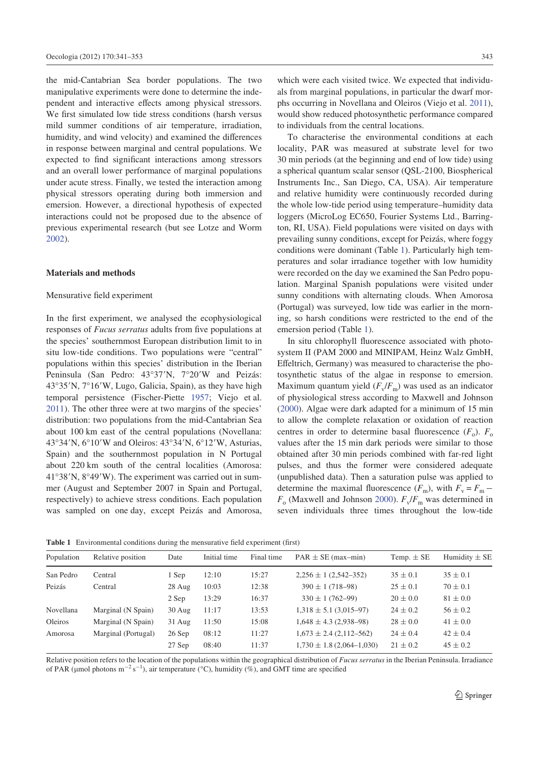the mid-Cantabrian Sea border populations. The two manipulative experiments were done to determine the independent and interactive effects among physical stressors. We first simulated low tide stress conditions (harsh versus mild summer conditions of air temperature, irradiation, humidity, and wind velocity) and examined the differences in response between marginal and central populations. We expected to find significant interactions among stressors and an overall lower performance of marginal populations under acute stress. Finally, we tested the interaction among physical stressors operating during both immersion and emersion. However, a directional hypothesis of expected interactions could not be proposed due to the absence of previous experimental research (but see Lotze and Worm 2002).

## Materials and methods

### Mensurative field experiment

In the first experiment, we analysed the ecophysiological responses of *Fucus serratus* adults from five populations at the species' southernmost European distribution limit to in situ low-tide conditions. Two populations were "central" populations within this species' distribution in the Iberian Peninsula (San Pedro: 43°37′N, 7°20′W and Peizás: 43°35′N, 7°16′W, Lugo, Galicia, Spain), as they have high temporal persistence (Fischer-Piette 1957; Viejo et al. 2011). The other three were at two margins of the species' distribution: two populations from the mid-Cantabrian Sea about 100 km east of the central populations (Novellana: 43°34′N, 6°10′W and Oleiros: 43°34′N, 6°12′W, Asturias, Spain) and the southernmost population in N Portugal about 220 km south of the central localities (Amorosa: 41°38′N, 8°49′W). The experiment was carried out in summer (August and September 2007 in Spain and Portugal, respectively) to achieve stress conditions. Each population was sampled on one day, except Peizás and Amorosa, which were each visited twice. We expected that individuals from marginal populations, in particular the dwarf morphs occurring in Novellana and Oleiros (Viejo et al. 2011), would show reduced photosynthetic performance compared to individuals from the central locations.

To characterise the environmental conditions at each locality, PAR was measured at substrate level for two 30 min periods (at the beginning and end of low tide) using a spherical quantum scalar sensor (QSL-2100, Biospherical Instruments Inc., San Diego, CA, USA). Air temperature and relative humidity were continuously recorded during the whole low-tide period using temperature–humidity data loggers (MicroLog EC650, Fourier Systems Ltd., Barrington, RI, USA). Field populations were visited on days with prevailing sunny conditions, except for Peizás, where foggy conditions were dominant (Table 1). Particularly high temperatures and solar irradiance together with low humidity were recorded on the day we examined the San Pedro population. Marginal Spanish populations were visited under sunny conditions with alternating clouds. When Amorosa (Portugal) was surveyed, low tide was earlier in the morning, so harsh conditions were restricted to the end of the emersion period (Table 1).

In situ chlorophyll fluorescence associated with photosystem II (PAM 2000 and MINIPAM, Heinz Walz GmbH, Effeltrich, Germany) was measured to characterise the photosynthetic status of the algae in response to emersion. Maximum quantum yield ($F_v/F_m$) was used as an indicator of physiological stress according to Maxwell and Johnson (2000). Algae were dark adapted for a minimum of 15 min to allow the complete relaxation or oxidation of reaction centres in order to determine basal fluorescence ($F_o$). $F_o$ values after the 15 min dark periods were similar to those obtained after 30 min periods combined with far-red light pulses, and thus the former were considered adequate (unpublished data). Then a saturation pulse was applied to determine the maximal fluorescence ($F_m$), with $F_v = F_m - F_o$ (Maxwell and Johnson 2000). $F_v/F_m$ was determined in seven individuals three times throughout the low-tide

**Table 1** Environmental conditions during the mensurative field experiment (first)

| Population | Relative position | Date | Initial time | Final time | PAR ± SE (max–min) | Temp. ± SE | Humidity ± SE |
|---|---|---|---|---|---|---|---|
| San Pedro | Central | 1 Sep | 12:10 | 15:27 | 2,256 ± 1 (2,542–352) | 35 ± 0.1 | 35 ± 0.1 |
| Peizás | Central | 28 Aug | 10:03 | 12:38 | 390 ± 1 (718–98) | 25 ± 0.1 | 70 ± 0.1 |
| | | 2 Sep | 13:29 | 16:37 | 330 ± 1 (762–99) | 20 ± 0.0 | 81 ± 0.0 |
| Novellana | Marginal (N Spain) | 30 Aug | 11:17 | 13:53 | 1,318 ± 5.1 (3,015–97) | 24 ± 0.2 | 56 ± 0.2 |
| Oleiros | Marginal (N Spain) | 31 Aug | 11:50 | 15:08 | 1,648 ± 4.3 (2,938–98) | 28 ± 0.0 | 41 ± 0.0 |
| Amorosa | Marginal (Portugal) | 26 Sep | 08:12 | 11:27 | 1,673 ± 2.4 (2,112–562) | 24 ± 0.4 | 42 ± 0.4 |
| | | 27 Sep | 08:40 | 11:37 | 1,730 ± 1.8 (2,064–1,030) | 21 ± 0.2 | 45 ± 0.2 |

Relative position refers to the location of the populations within the geographical distribution of *Fucus serratus* in the Iberian Peninsula. Irradiance of PAR (μmol photons $m^{-2}$ $s^{-1}$), air temperature (°C), humidity (%), and GMT time are specified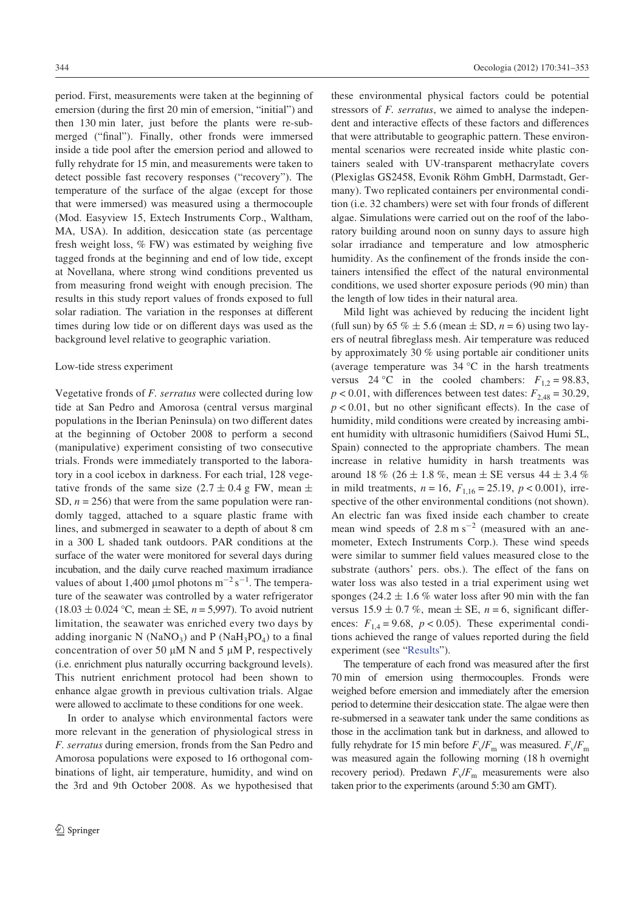period. First, measurements were taken at the beginning of emersion (during the first 20 min of emersion, "initial") and then 130 min later, just before the plants were re-submerged ("final"). Finally, other fronds were immersed inside a tide pool after the emersion period and allowed to fully rehydrate for 15 min, and measurements were taken to detect possible fast recovery responses ("recovery"). The temperature of the surface of the algae (except for those that were immersed) was measured using a thermocouple (Mod. Easyview 15, Extech Instruments Corp., Waltham, MA, USA). In addition, desiccation state (as percentage fresh weight loss, % FW) was estimated by weighing five tagged fronds at the beginning and end of low tide, except at Novellana, where strong wind conditions prevented us from measuring frond weight with enough precision. The results in this study report values of fronds exposed to full solar radiation. The variation in the responses at different times during low tide or on different days was used as the background level relative to geographic variation.

### Low-tide stress experiment

Vegetative fronds of *F. serratus* were collected during low tide at San Pedro and Amorosa (central versus marginal populations in the Iberian Peninsula) on two different dates at the beginning of October 2008 to perform a second (manipulative) experiment consisting of two consecutive trials. Fronds were immediately transported to the laboratory in a cool icebox in darkness. For each trial, 128 vegetative fronds of the same size ($2.7 \pm 0.4$ g FW, mean $\pm$ SD, $n = 256$) that were from the same population were randomly tagged, attached to a square plastic frame with lines, and submerged in seawater to a depth of about 8 cm in a 300 L shaded tank outdoors. PAR conditions at the surface of the water were monitored for several days during incubation, and the daily curve reached maximum irradiance values of about 1,400 μmol photons $m^{-2} s^{-1}$. The temperature of the seawater was controlled by a water refrigerator ($18.03 \pm 0.024$ °C, mean $\pm$ SE, $n = 5{,}997$). To avoid nutrient limitation, the seawater was enriched every two days by adding inorganic N ($NaNO_3$) and P ($NaH_3PO_4$) to a final concentration of over 50 μM N and 5 μM P, respectively (i.e. enrichment plus naturally occurring background levels). This nutrient enrichment protocol had been shown to enhance algae growth in previous cultivation trials. Algae were allowed to acclimate to these conditions for one week.

In order to analyse which environmental factors were more relevant in the generation of physiological stress in *F. serratus* during emersion, fronds from the San Pedro and Amorosa populations were exposed to 16 orthogonal combinations of light, air temperature, humidity, and wind on the 3rd and 9th October 2008. As we hypothesised that these environmental physical factors could be potential stressors of *F. serratus*, we aimed to analyse the independent and interactive effects of these factors and differences that were attributable to geographic pattern. These environmental scenarios were recreated inside white plastic containers sealed with UV-transparent methacrylate covers (Plexiglas GS2458, Evonik Röhm GmbH, Darmstadt, Germany). Two replicated containers per environmental condition (i.e. 32 chambers) were set with four fronds of different algae. Simulations were carried out on the roof of the laboratory building around noon on sunny days to assure high solar irradiance and temperature and low atmospheric humidity. As the confinement of the fronds inside the containers intensified the effect of the natural environmental conditions, we used shorter exposure periods (90 min) than the length of low tides in their natural area.

Mild light was achieved by reducing the incident light (full sun) by 65 % $\pm$ 5.6 (mean $\pm$ SD, $n = 6$) using two layers of neutral fibreglass mesh. Air temperature was reduced by approximately 30 % using portable air conditioner units (average temperature was 34 °C in the harsh treatments versus 24 °C in the cooled chambers: $F_{1,2} = 98.83$, $p < 0.01$, with differences between test dates: $F_{2,48} = 30.29$, $p < 0.01$, but no other significant effects). In the case of humidity, mild conditions were created by increasing ambient humidity with ultrasonic humidifiers (Saivod Humi 5L, Spain) connected to the appropriate chambers. The mean increase in relative humidity in harsh treatments was around 18 % ($26 \pm 1.8$ %, mean $\pm$ SE versus $44 \pm 3.4$ % in mild treatments, $n = 16$, $F_{1,16} = 25.19$, $p < 0.001$), irrespective of the other environmental conditions (not shown). An electric fan was fixed inside each chamber to create mean wind speeds of 2.8 m $s^{-2}$ (measured with an anemometer, Extech Instruments Corp.). These wind speeds were similar to summer field values measured close to the substrate (authors' pers. obs.). The effect of the fans on water loss was also tested in a trial experiment using wet sponges ($24.2 \pm 1.6$ % water loss after 90 min with the fan versus $15.9 \pm 0.7$ %, mean $\pm$ SE, $n = 6$, significant differences: $F_{1,4} = 9.68$, $p < 0.05$). These experimental conditions achieved the range of values reported during the field experiment (see "Results").

The temperature of each frond was measured after the first 70 min of emersion using thermocouples. Fronds were weighed before emersion and immediately after the emersion period to determine their desiccation state. The algae were then re-submersed in a seawater tank under the same conditions as those in the acclimation tank but in darkness, and allowed to fully rehydrate for 15 min before $F_v/F_m$ was measured. $F_v/F_m$ was measured again the following morning (18 h overnight recovery period). Predawn $F_v/F_m$ measurements were also taken prior to the experiments (around 5:30 am GMT).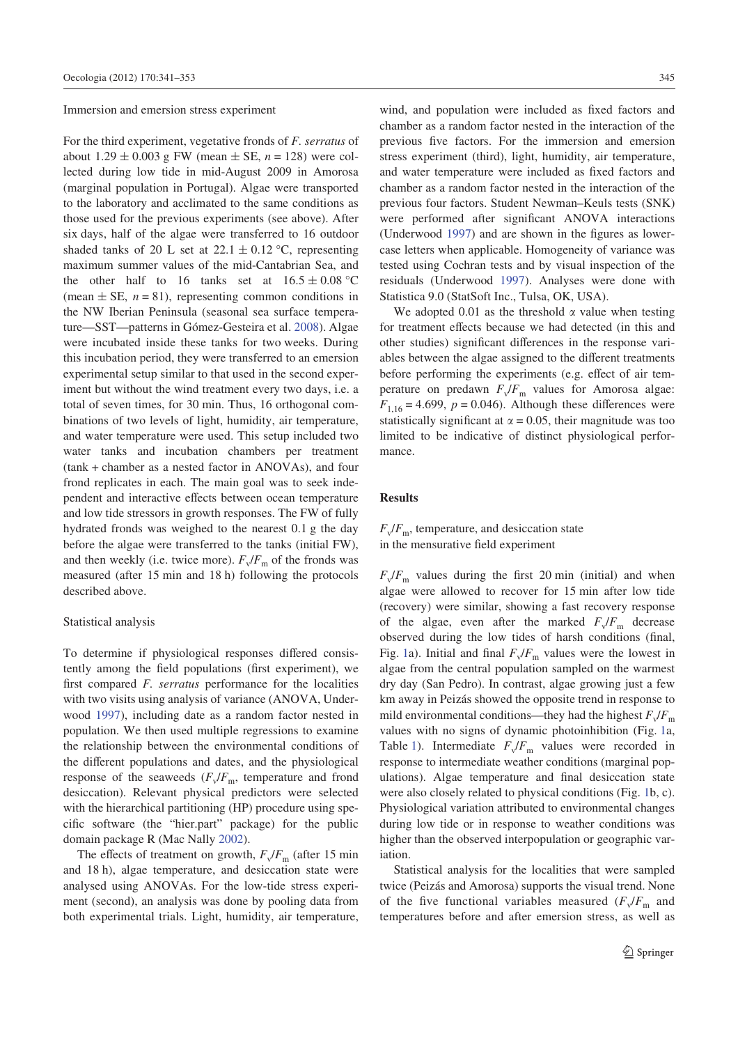### Immersion and emersion stress experiment

For the third experiment, vegetative fronds of *F. serratus* of about $1.29 \pm 0.003$ g FW (mean ± SE, $n = 128$) were collected during low tide in mid-August 2009 in Amorosa (marginal population in Portugal). Algae were transported to the laboratory and acclimated to the same conditions as those used for the previous experiments (see above). After six days, half of the algae were transferred to 16 outdoor shaded tanks of 20 L set at $22.1 \pm 0.12$ °C, representing maximum summer values of the mid-Cantabrian Sea, and the other half to 16 tanks set at $16.5 \pm 0.08$ °C (mean ± SE, $n = 81$), representing common conditions in the NW Iberian Peninsula (seasonal sea surface temperature—SST—patterns in Gómez-Gesteira et al. 2008). Algae were incubated inside these tanks for two weeks. During this incubation period, they were transferred to an emersion experimental setup similar to that used in the second experiment but without the wind treatment every two days, i.e. a total of seven times, for 30 min. Thus, 16 orthogonal combinations of two levels of light, humidity, air temperature, and water temperature were used. This setup included two water tanks and incubation chambers per treatment (tank + chamber as a nested factor in ANOVAs), and four frond replicates in each. The main goal was to seek independent and interactive effects between ocean temperature and low tide stressors in growth responses. The FW of fully hydrated fronds was weighed to the nearest 0.1 g the day before the algae were transferred to the tanks (initial FW), and then weekly (i.e. twice more). $F_v/F_m$ of the fronds was measured (after 15 min and 18 h) following the protocols described above.

### Statistical analysis

To determine if physiological responses differed consistently among the field populations (first experiment), we first compared *F. serratus* performance for the localities with two visits using analysis of variance (ANOVA, Underwood 1997), including date as a random factor nested in population. We then used multiple regressions to examine the relationship between the environmental conditions of the different populations and dates, and the physiological response of the seaweeds ($F_v/F_m$, temperature and frond desiccation). Relevant physical predictors were selected with the hierarchical partitioning (HP) procedure using specific software (the "hier.part" package) for the public domain package R (Mac Nally 2002).

The effects of treatment on growth, $F_v/F_m$ (after 15 min and 18 h), algae temperature, and desiccation state were analysed using ANOVAs. For the low-tide stress experiment (second), an analysis was done by pooling data from both experimental trials. Light, humidity, air temperature, wind, and population were included as fixed factors and chamber as a random factor nested in the interaction of the previous five factors. For the immersion and emersion stress experiment (third), light, humidity, air temperature, and water temperature were included as fixed factors and chamber as a random factor nested in the interaction of the previous four factors. Student Newman–Keuls tests (SNK) were performed after significant ANOVA interactions (Underwood 1997) and are shown in the figures as lowercase letters when applicable. Homogeneity of variance was tested using Cochran tests and by visual inspection of the residuals (Underwood 1997). Analyses were done with Statistica 9.0 (StatSoft Inc., Tulsa, OK, USA).

We adopted 0.01 as the threshold $\alpha$ value when testing for treatment effects because we had detected (in this and other studies) significant differences in the response variables between the algae assigned to the different treatments before performing the experiments (e.g. effect of air temperature on predawn $F_v/F_m$ values for Amorosa algae: $F_{1,16} = 4.699$, $p = 0.046$). Although these differences were statistically significant at $\alpha = 0.05$, their magnitude was too limited to be indicative of distinct physiological performance.

## Results

### $F_v/F_m$, temperature, and desiccation state in the mensurative field experiment

$F_v/F_m$ values during the first 20 min (initial) and when algae were allowed to recover for 15 min after low tide (recovery) were similar, showing a fast recovery response of the algae, even after the marked $F_v/F_m$ decrease observed during the low tides of harsh conditions (final, Fig. 1a). Initial and final $F_v/F_m$ values were the lowest in algae from the central population sampled on the warmest dry day (San Pedro). In contrast, algae growing just a few km away in Peizás showed the opposite trend in response to mild environmental conditions—they had the highest $F_v/F_m$ values with no signs of dynamic photoinhibition (Fig. 1a, Table 1). Intermediate $F_v/F_m$ values were recorded in response to intermediate weather conditions (marginal populations). Algae temperature and final desiccation state were also closely related to physical conditions (Fig. 1b, c). Physiological variation attributed to environmental changes during low tide or in response to weather conditions was higher than the observed interpopulation or geographic variation.

Statistical analysis for the localities that were sampled twice (Peizás and Amorosa) supports the visual trend. None of the five functional variables measured ($F_v/F_m$ and temperatures before and after emersion stress, as well as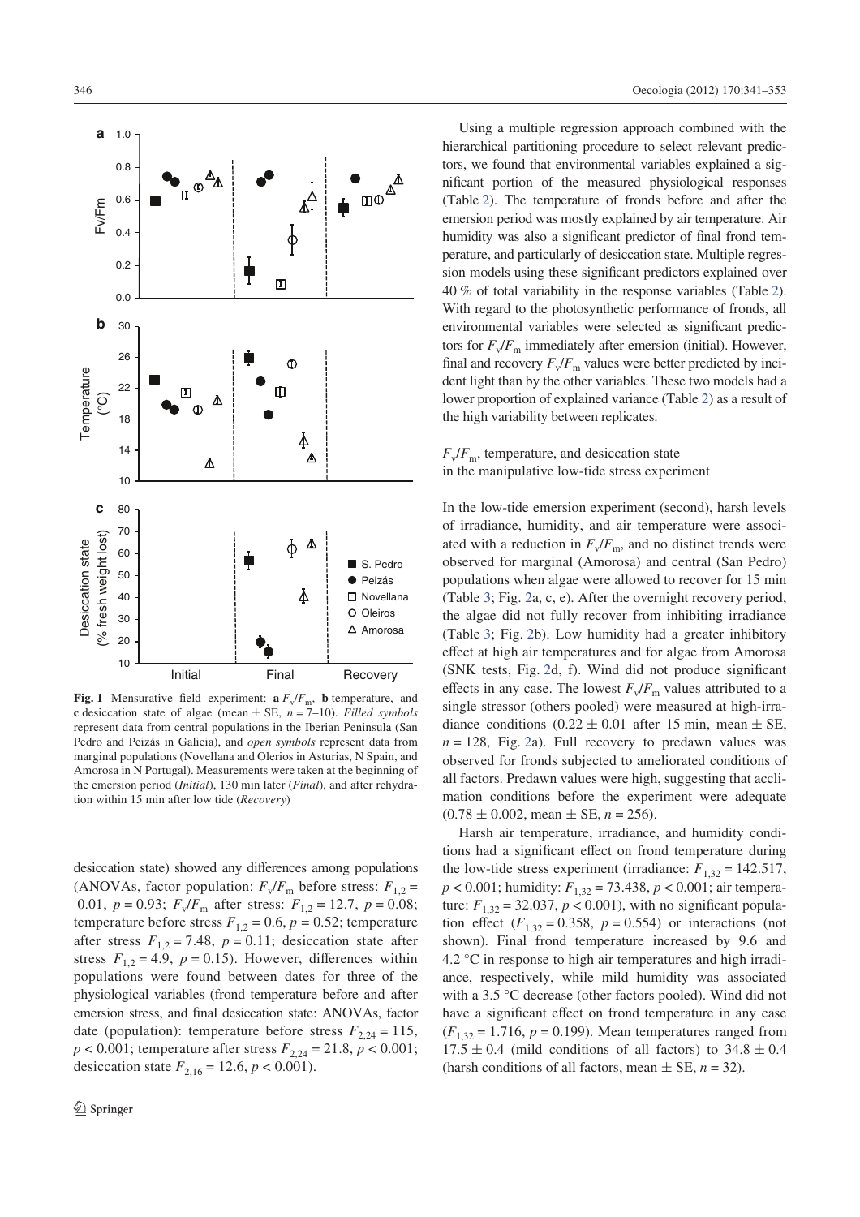**Fig. 1** Mensurative field experiment: **a** $F_v/F_m$, **b** temperature, and **c** desiccation state of algae (mean ± SE, $n = 7$–10). *Filled symbols* represent data from central populations in the Iberian Peninsula (San Pedro and Peizás in Galicia), and *open symbols* represent data from marginal populations (Novellana and Olerios in Asturias, N Spain, and Amorosa in N Portugal). Measurements were taken at the beginning of the emersion period (*Initial*), 130 min later (*Final*), and after rehydration within 15 min after low tide (*Recovery*)

desiccation state) showed any differences among populations (ANOVAs, factor population: $F_v/F_m$ before stress: $F_{1,2} = 0.01$, $p = 0.93$; $F_v/F_m$ after stress: $F_{1,2} = 12.7$, $p = 0.08$; temperature before stress $F_{1,2} = 0.6$, $p = 0.52$; temperature after stress $F_{1,2} = 7.48$, $p = 0.11$; desiccation state after stress $F_{1,2} = 4.9$, $p = 0.15$). However, differences within populations were found between dates for three of the physiological variables (frond temperature before and after emersion stress, and final desiccation state: ANOVAs, factor date (population): temperature before stress $F_{2,24} = 115$, $p < 0.001$; temperature after stress $F_{2,24} = 21.8$, $p < 0.001$; desiccation state $F_{2,16} = 12.6$, $p < 0.001$).

Using a multiple regression approach combined with the hierarchical partitioning procedure to select relevant predictors, we found that environmental variables explained a significant portion of the measured physiological responses (Table 2). The temperature of fronds before and after the emersion period was mostly explained by air temperature. Air humidity was also a significant predictor of final frond temperature, and particularly of desiccation state. Multiple regression models using these significant predictors explained over 40 % of total variability in the response variables (Table 2). With regard to the photosynthetic performance of fronds, all environmental variables were selected as significant predictors for $F_v/F_m$ immediately after emersion (initial). However, final and recovery $F_v/F_m$ values were better predicted by incident light than by the other variables. These two models had a lower proportion of explained variance (Table 2) as a result of the high variability between replicates.

### $F_v/F_m$, temperature, and desiccation state in the manipulative low-tide stress experiment

In the low-tide emersion experiment (second), harsh levels of irradiance, humidity, and air temperature were associated with a reduction in $F_v/F_m$, and no distinct trends were observed for marginal (Amorosa) and central (San Pedro) populations when algae were allowed to recover for 15 min (Table 3; Fig. 2a, c, e). After the overnight recovery period, the algae did not fully recover from inhibiting irradiance (Table 3; Fig. 2b). Low humidity had a greater inhibitory effect at high air temperatures and for algae from Amorosa (SNK tests, Fig. 2d, f). Wind did not produce significant effects in any case. The lowest $F_v/F_m$ values attributed to a single stressor (others pooled) were measured at high-irradiance conditions (0.22 ± 0.01 after 15 min, mean ± SE, $n = 128$, Fig. 2a). Full recovery to predawn values was observed for fronds subjected to ameliorated conditions of all factors. Predawn values were high, suggesting that acclimation conditions before the experiment were adequate (0.78 ± 0.002, mean ± SE, $n = 256$).

Harsh air temperature, irradiance, and humidity conditions had a significant effect on frond temperature during the low-tide stress experiment (irradiance: $F_{1,32} = 142.517$, $p < 0.001$; humidity: $F_{1,32} = 73.438$, $p < 0.001$; air temperature: $F_{1,32} = 32.037$, $p < 0.001$), with no significant population effect ($F_{1,32} = 0.358$, $p = 0.554$) or interactions (not shown). Final frond temperature increased by 9.6 and 4.2 °C in response to high air temperatures and high irradiance, respectively, while mild humidity was associated with a 3.5 °C decrease (other factors pooled). Wind did not have a significant effect on frond temperature in any case ($F_{1,32} = 1.716$, $p = 0.199$). Mean temperatures ranged from 17.5 ± 0.4 (mild conditions of all factors) to 34.8 ± 0.4 (harsh conditions of all factors, mean ± SE, $n = 32$).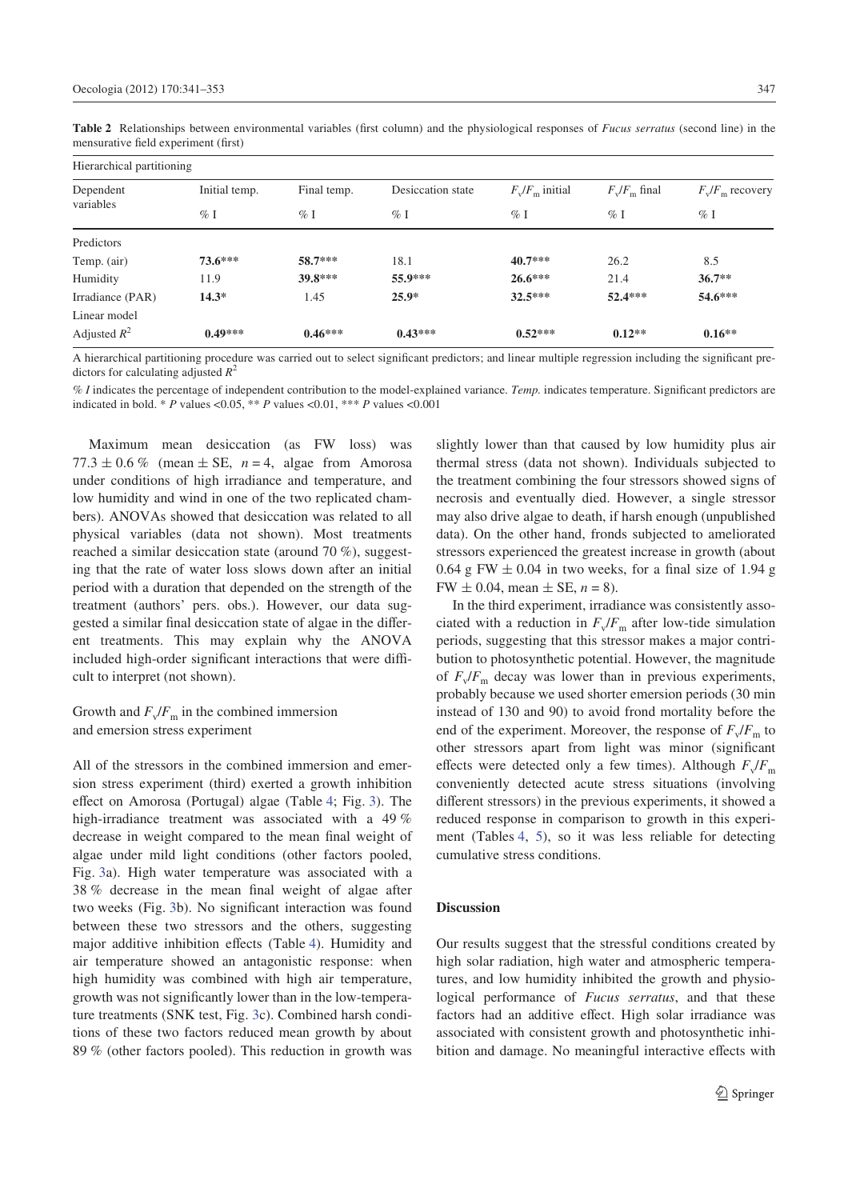Table 2 Relationships between environmental variables (first column) and the physiological responses of *Fucus serratus* (second line) in the mensurative field experiment (first)

| Hierarchical partitioning | | | | | | |
|---|---|---|---|---|---|---|
| Dependent variables | Initial temp. | Final temp. | Desiccation state | $F_v/F_m$ initial | $F_v/F_m$ final | $F_v/F_m$ recovery |
| | % I | % I | % I | % I | % I | % I |
| Predictors | | | | | | |
| Temp. (air) | **73.6*** ** | **58.7*** ** | 18.1 | **40.7*** ** | 26.2 | 8.5 |
| Humidity | 11.9 | **39.8*** ** | **55.9*** ** | **26.6*** ** | 21.4 | **36.7** ** |
| Irradiance (PAR) | **14.3*** | 1.45 | **25.9*** | **32.5*** ** | **52.4*** ** | **54.6*** ** |
| Linear model | | | | | | |
| Adjusted $R^2$ | **0.49*** ** | **0.46*** ** | **0.43*** ** | **0.52*** ** | **0.12** ** | **0.16** ** |

A hierarchical partitioning procedure was carried out to select significant predictors; and linear multiple regression including the significant predictors for calculating adjusted $R^2$

*% I* indicates the percentage of independent contribution to the model-explained variance. *Temp.* indicates temperature. Significant predictors are indicated in bold. * *P* values <0.05, ** *P* values <0.01, *** *P* values <0.001

Maximum mean desiccation (as FW loss) was $77.3 \pm 0.6$ % (mean ± SE, $n = 4$, algae from Amorosa under conditions of high irradiance and temperature, and low humidity and wind in one of the two replicated chambers). ANOVAs showed that desiccation was related to all physical variables (data not shown). Most treatments reached a similar desiccation state (around 70 %), suggesting that the rate of water loss slows down after an initial period with a duration that depended on the strength of the treatment (authors' pers. obs.). However, our data suggested a similar final desiccation state of algae in the different treatments. This may explain why the ANOVA included high-order significant interactions that were difficult to interpret (not shown).

### Growth and $F_v/F_m$ in the combined immersion and emersion stress experiment

All of the stressors in the combined immersion and emersion stress experiment (third) exerted a growth inhibition effect on Amorosa (Portugal) algae (Table 4; Fig. 3). The high-irradiance treatment was associated with a 49 % decrease in weight compared to the mean final weight of algae under mild light conditions (other factors pooled, Fig. 3a). High water temperature was associated with a 38 % decrease in the mean final weight of algae after two weeks (Fig. 3b). No significant interaction was found between these two stressors and the others, suggesting major additive inhibition effects (Table 4). Humidity and air temperature showed an antagonistic response: when high humidity was combined with high air temperature, growth was not significantly lower than in the low-temperature treatments (SNK test, Fig. 3c). Combined harsh conditions of these two factors reduced mean growth by about 89 % (other factors pooled). This reduction in growth was slightly lower than that caused by low humidity plus air thermal stress (data not shown). Individuals subjected to the treatment combining the four stressors showed signs of necrosis and eventually died. However, a single stressor may also drive algae to death, if harsh enough (unpublished data). On the other hand, fronds subjected to ameliorated stressors experienced the greatest increase in growth (about 0.64 g FW ± 0.04 in two weeks, for a final size of 1.94 g FW ± 0.04, mean ± SE, $n = 8$).

In the third experiment, irradiance was consistently associated with a reduction in $F_v/F_m$ after low-tide simulation periods, suggesting that this stressor makes a major contribution to photosynthetic potential. However, the magnitude of $F_v/F_m$ decay was lower than in previous experiments, probably because we used shorter emersion periods (30 min instead of 130 and 90) to avoid frond mortality before the end of the experiment. Moreover, the response of $F_v/F_m$ to other stressors apart from light was minor (significant effects were detected only a few times). Although $F_v/F_m$ conveniently detected acute stress situations (involving different stressors) in the previous experiments, it showed a reduced response in comparison to growth in this experiment (Tables 4, 5), so it was less reliable for detecting cumulative stress conditions.

## Discussion

Our results suggest that the stressful conditions created by high solar radiation, high water and atmospheric temperatures, and low humidity inhibited the growth and physiological performance of *Fucus serratus*, and that these factors had an additive effect. High solar irradiance was associated with consistent growth and photosynthetic inhibition and damage. No meaningful interactive effects with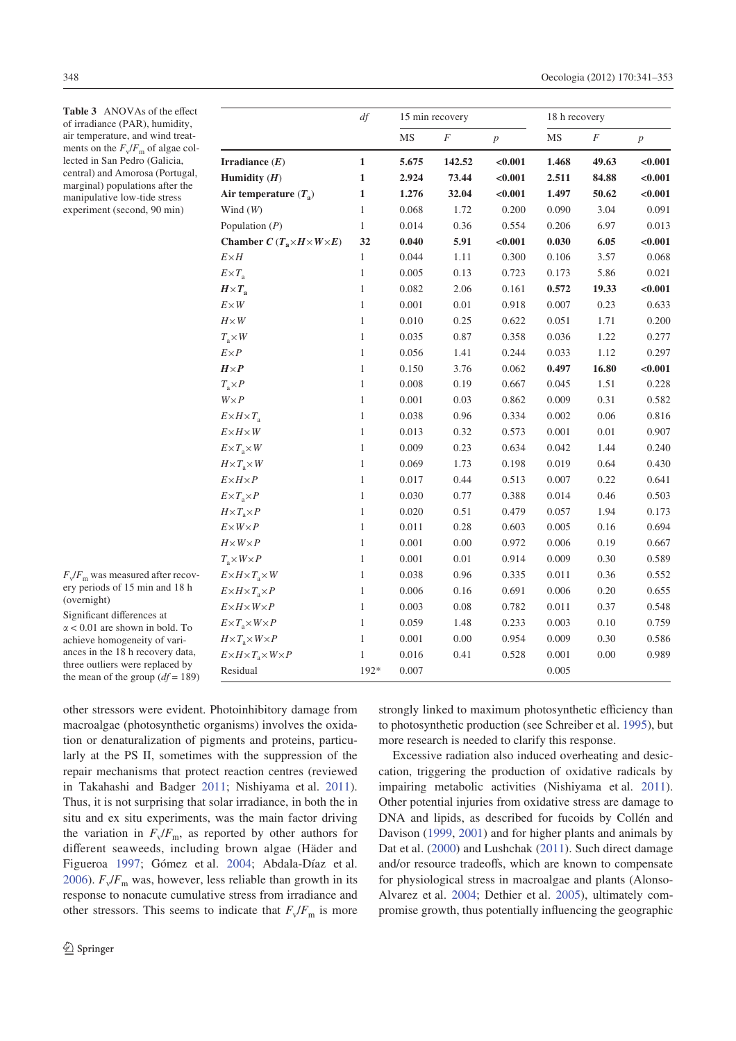**Table 3** ANOVAs of the effect of irradiance (PAR), humidity, air temperature, and wind treatments on the $F_v/F_m$ of algae collected in San Pedro (Galicia, central) and Amorosa (Portugal, marginal) populations after the manipulative low-tide stress experiment (second, 90 min)

| | df | 15 min recovery | | | 18 h recovery | | |
|---|---|---|---|---|---|---|---|
| | | MS | F | p | MS | F | p |
| **Irradiance (*E*)** | **1** | **5.675** | **142.52** | **<0.001** | **1.468** | **49.63** | **<0.001** |
| **Humidity (*H*)** | **1** | **2.924** | **73.44** | **<0.001** | **2.511** | **84.88** | **<0.001** |
| **Air temperature ($T_a$)** | **1** | **1.276** | **32.04** | **<0.001** | **1.497** | **50.62** | **<0.001** |
| Wind (*W*) | 1 | 0.068 | 1.72 | 0.200 | 0.090 | 3.04 | 0.091 |
| Population (*P*) | 1 | 0.014 | 0.36 | 0.554 | 0.206 | 6.97 | 0.013 |
| **Chamber *C* ($T_a$×*H*×*W*×*E*)** | **32** | **0.040** | **5.91** | **<0.001** | **0.030** | **6.05** | **<0.001** |
| *E*×*H* | 1 | 0.044 | 1.11 | 0.300 | 0.106 | 3.57 | 0.068 |
| *E*×$T_a$ | 1 | 0.005 | 0.13 | 0.723 | 0.173 | 5.86 | 0.021 |
| ***H*×$T_a$** | 1 | 0.082 | 2.06 | 0.161 | **0.572** | **19.33** | **<0.001** |
| *E*×*W* | 1 | 0.001 | 0.01 | 0.918 | 0.007 | 0.23 | 0.633 |
| *H*×*W* | 1 | 0.010 | 0.25 | 0.622 | 0.051 | 1.71 | 0.200 |
| $T_a$×*W* | 1 | 0.035 | 0.87 | 0.358 | 0.036 | 1.22 | 0.277 |
| *E*×*P* | 1 | 0.056 | 1.41 | 0.244 | 0.033 | 1.12 | 0.297 |
| ***H*×*P*** | 1 | 0.150 | 3.76 | 0.062 | **0.497** | **16.80** | **<0.001** |
| $T_a$×*P* | 1 | 0.008 | 0.19 | 0.667 | 0.045 | 1.51 | 0.228 |
| *W*×*P* | 1 | 0.001 | 0.03 | 0.862 | 0.009 | 0.31 | 0.582 |
| *E*×*H*×$T_a$ | 1 | 0.038 | 0.96 | 0.334 | 0.002 | 0.06 | 0.816 |
| *E*×*H*×*W* | 1 | 0.013 | 0.32 | 0.573 | 0.001 | 0.01 | 0.907 |
| *E*×$T_a$×*W* | 1 | 0.009 | 0.23 | 0.634 | 0.042 | 1.44 | 0.240 |
| *H*×$T_a$×*W* | 1 | 0.069 | 1.73 | 0.198 | 0.019 | 0.64 | 0.430 |
| *E*×*H*×*P* | 1 | 0.017 | 0.44 | 0.513 | 0.007 | 0.22 | 0.641 |
| *E*×$T_a$×*P* | 1 | 0.030 | 0.77 | 0.388 | 0.014 | 0.46 | 0.503 |
| *H*×$T_a$×*P* | 1 | 0.020 | 0.51 | 0.479 | 0.057 | 1.94 | 0.173 |
| *E*×*W*×*P* | 1 | 0.011 | 0.28 | 0.603 | 0.005 | 0.16 | 0.694 |
| *H*×*W*×*P* | 1 | 0.001 | 0.00 | 0.972 | 0.006 | 0.19 | 0.667 |
| $T_a$×*W*×*P* | 1 | 0.001 | 0.01 | 0.914 | 0.009 | 0.30 | 0.589 |
| *E*×*H*×$T_a$×*W* | 1 | 0.038 | 0.96 | 0.335 | 0.011 | 0.36 | 0.552 |
| *E*×*H*×$T_a$×*P* | 1 | 0.006 | 0.16 | 0.691 | 0.006 | 0.20 | 0.655 |
| *E*×*H*×*W*×*P* | 1 | 0.003 | 0.08 | 0.782 | 0.011 | 0.37 | 0.548 |
| *E*×$T_a$×*W*×*P* | 1 | 0.059 | 1.48 | 0.233 | 0.003 | 0.10 | 0.759 |
| *H*×$T_a$×*W*×*P* | 1 | 0.001 | 0.00 | 0.954 | 0.009 | 0.30 | 0.586 |
| *E*×*H*×$T_a$×*W*×*P* | 1 | 0.016 | 0.41 | 0.528 | 0.001 | 0.00 | 0.989 |
| Residual | 192* | 0.007 | | | 0.005 | | |

$F_v/F_m$ was measured after recovery periods of 15 min and 18 h (overnight)

Significant differences at $\alpha < 0.01$ are shown in bold. To achieve homogeneity of variances in the 18 h recovery data, three outliers were replaced by the mean of the group (df = 189)

other stressors were evident. Photoinhibitory damage from macroalgae (photosynthetic organisms) involves the oxidation or denaturalization of pigments and proteins, particularly at the PS II, sometimes with the suppression of the repair mechanisms that protect reaction centres (reviewed in Takahashi and Badger 2011; Nishiyama et al. 2011). Thus, it is not surprising that solar irradiance, in both the in situ and ex situ experiments, was the main factor driving the variation in $F_v/F_m$, as reported by other authors for different seaweeds, including brown algae (Häder and Figueroa 1997; Gómez et al. 2004; Abdala-Díaz et al. 2006). $F_v/F_m$ was, however, less reliable than growth in its response to nonacute cumulative stress from irradiance and other stressors. This seems to indicate that $F_v/F_m$ is more strongly linked to maximum photosynthetic efficiency than to photosynthetic production (see Schreiber et al. 1995), but more research is needed to clarify this response.

Excessive radiation also induced overheating and desiccation, triggering the production of oxidative radicals by impairing metabolic activities (Nishiyama et al. 2011). Other potential injuries from oxidative stress are damage to DNA and lipids, as described for fucoids by Collén and Davison (1999, 2001) and for higher plants and animals by Dat et al. (2000) and Lushchak (2011). Such direct damage and/or resource tradeoffs, which are known to compensate for physiological stress in macroalgae and plants (Alonso-Alvarez et al. 2004; Dethier et al. 2005), ultimately compromise growth, thus potentially influencing the geographic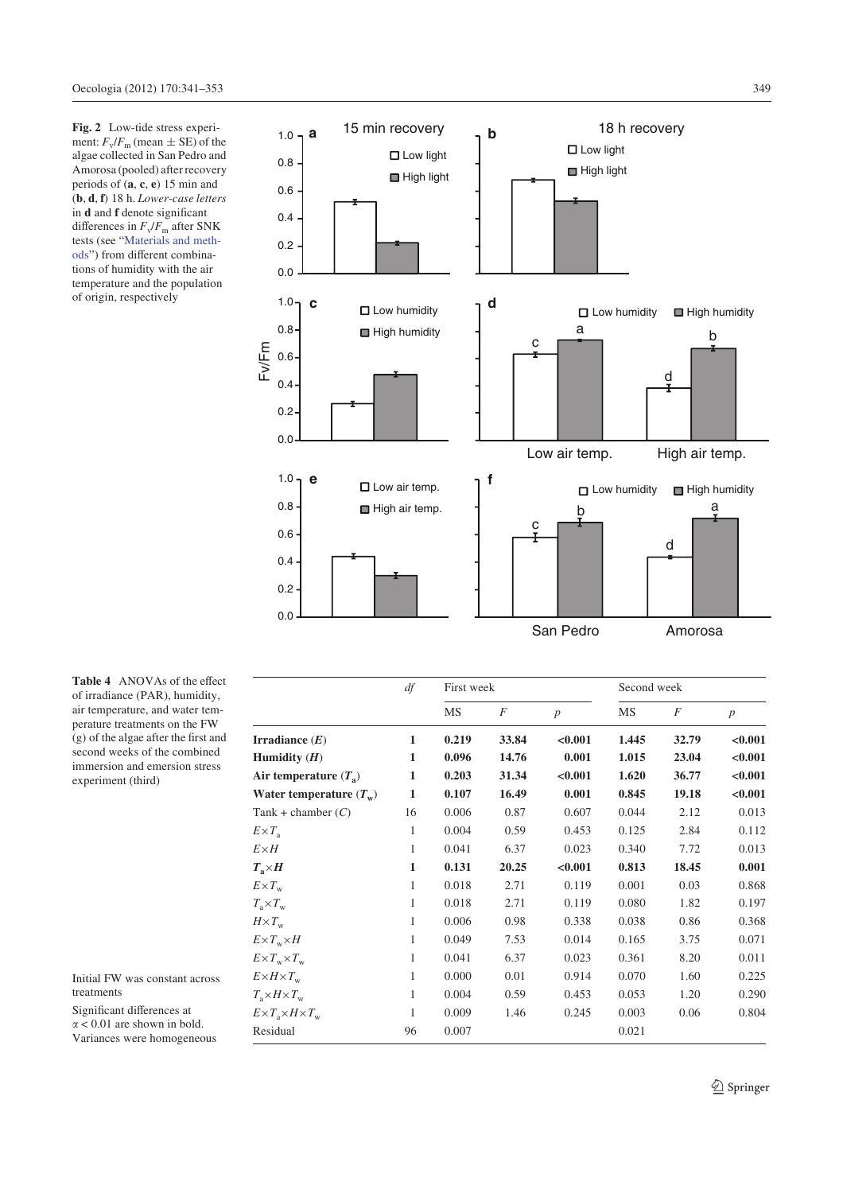**Fig. 2** Low-tide stress experiment: $F_v/F_m$ (mean ± SE) of the algae collected in San Pedro and Amorosa (pooled) after recovery periods of (**a**, **c**, **e**) 15 min and (**b**, **d**, **f**) 18 h. *Lower-case letters* in **d** and **f** denote significant differences in $F_v/F_m$ after SNK tests (see "Materials and methods") from different combinations of humidity with the air temperature and the population of origin, respectively

**Table 4** ANOVAs of the effect of irradiance (PAR), humidity, air temperature, and water temperature treatments on the FW (g) of the algae after the first and second weeks of the combined immersion and emersion stress experiment (third)

| | *df* | First week | | | Second week | | |
|---|---|---|---|---|---|---|---|
| | | MS | *F* | *p* | MS | *F* | *p* |
| **Irradiance (*E*)** | **1** | **0.219** | **33.84** | **<0.001** | **1.445** | **32.79** | **<0.001** |
| **Humidity (*H*)** | **1** | **0.096** | **14.76** | **0.001** | **1.015** | **23.04** | **<0.001** |
| **Air temperature ($T_a$)** | **1** | **0.203** | **31.34** | **<0.001** | **1.620** | **36.77** | **<0.001** |
| **Water temperature ($T_w$)** | **1** | **0.107** | **16.49** | **0.001** | **0.845** | **19.18** | **<0.001** |
| Tank + chamber (*C*) | 16 | 0.006 | 0.87 | 0.607 | 0.044 | 2.12 | 0.013 |
| $E \times T_a$ | 1 | 0.004 | 0.59 | 0.453 | 0.125 | 2.84 | 0.112 |
| $E \times H$ | 1 | 0.041 | 6.37 | 0.023 | 0.340 | 7.72 | 0.013 |
| **$T_a \times H$** | **1** | **0.131** | **20.25** | **<0.001** | **0.813** | **18.45** | **0.001** |
| $E \times T_w$ | 1 | 0.018 | 2.71 | 0.119 | 0.001 | 0.03 | 0.868 |
| $T_a \times T_w$ | 1 | 0.018 | 2.71 | 0.119 | 0.080 | 1.82 | 0.197 |
| $H \times T_w$ | 1 | 0.006 | 0.98 | 0.338 | 0.038 | 0.86 | 0.368 |
| $E \times T_w \times H$ | 1 | 0.049 | 7.53 | 0.014 | 0.165 | 3.75 | 0.071 |
| $E \times T_w \times T_w$ | 1 | 0.041 | 6.37 | 0.023 | 0.361 | 8.20 | 0.011 |
| $E \times H \times T_w$ | 1 | 0.000 | 0.01 | 0.914 | 0.070 | 1.60 | 0.225 |
| $T_a \times H \times T_w$ | 1 | 0.004 | 0.59 | 0.453 | 0.053 | 1.20 | 0.290 |
| $E \times T_a \times H \times T_w$ | 1 | 0.009 | 1.46 | 0.245 | 0.003 | 0.06 | 0.804 |
| Residual | 96 | 0.007 | | | 0.021 | | |

Initial FW was constant across treatments

Significant differences at $\alpha < 0.01$ are shown in bold. Variances were homogeneous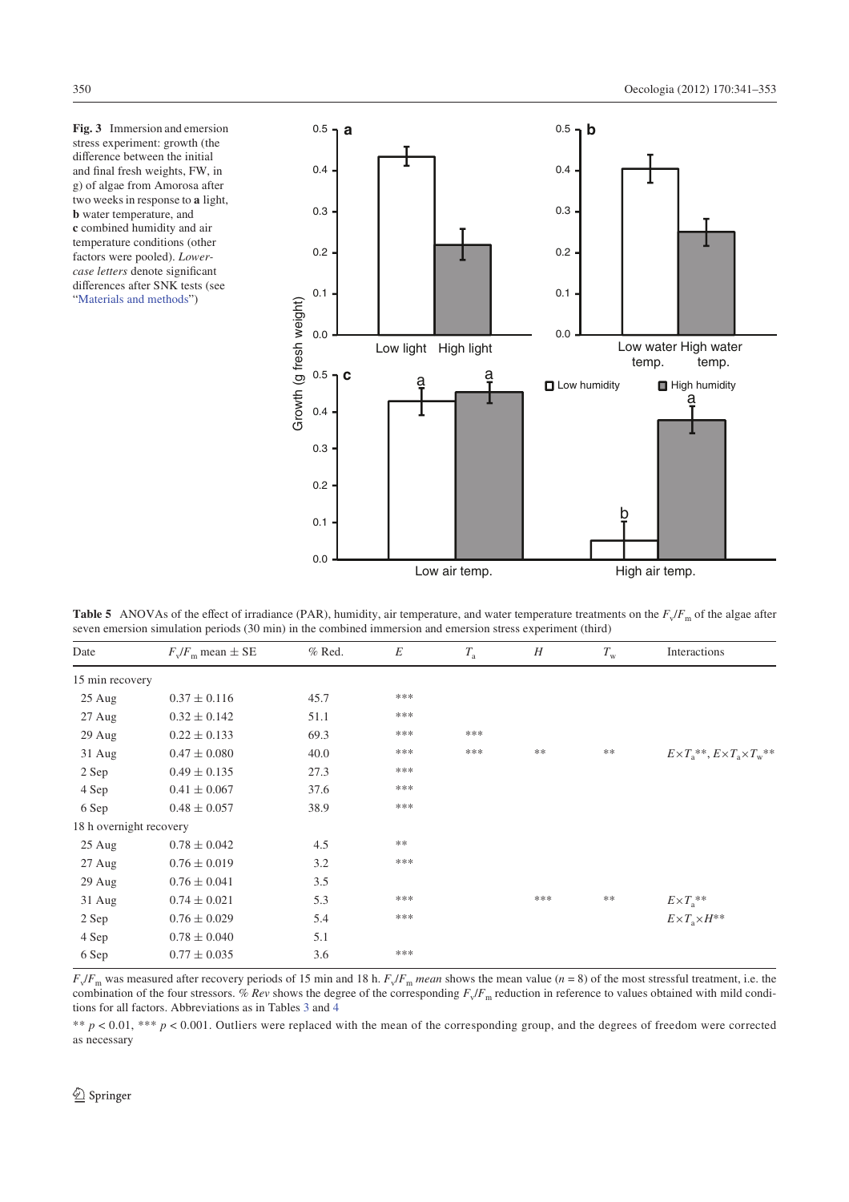**Fig. 3** Immersion and emersion stress experiment: growth (the difference between the initial and final fresh weights, FW, in g) of algae from Amorosa after two weeks in response to **a** light, **b** water temperature, and **c** combined humidity and air temperature conditions (other factors were pooled). *Lowercase letters* denote significant differences after SNK tests (see "Materials and methods")

**Table 5** ANOVAs of the effect of irradiance (PAR), humidity, air temperature, and water temperature treatments on the $F_v/F_m$ of the algae after seven emersion simulation periods (30 min) in the combined immersion and emersion stress experiment (third)

| Date | $F_v/F_m$ mean ± SE | % Red. | $E$ | $T_a$ | $H$ | $T_w$ | Interactions |
|---|---|---|---|---|---|---|---|
| 15 min recovery | | | | | | | |
| 25 Aug | 0.37 ± 0.116 | 45.7 | *** | | | | |
| 27 Aug | 0.32 ± 0.142 | 51.1 | *** | | | | |
| 29 Aug | 0.22 ± 0.133 | 69.3 | *** | *** | | | |
| 31 Aug | 0.47 ± 0.080 | 40.0 | *** | *** | ** | ** | $E{\times}T_a$**, $E{\times}T_a{\times}T_w$** |
| 2 Sep | 0.49 ± 0.135 | 27.3 | *** | | | | |
| 4 Sep | 0.41 ± 0.067 | 37.6 | *** | | | | |
| 6 Sep | 0.48 ± 0.057 | 38.9 | *** | | | | |
| 18 h overnight recovery | | | | | | | |
| 25 Aug | 0.78 ± 0.042 | 4.5 | ** | | | | |
| 27 Aug | 0.76 ± 0.019 | 3.2 | *** | | | | |
| 29 Aug | 0.76 ± 0.041 | 3.5 | | | | | |
| 31 Aug | 0.74 ± 0.021 | 5.3 | *** | | *** | ** | $E{\times}T_a$** |
| 2 Sep | 0.76 ± 0.029 | 5.4 | *** | | | | $E{\times}T_a{\times}H$** |
| 4 Sep | 0.78 ± 0.040 | 5.1 | | | | | |
| 6 Sep | 0.77 ± 0.035 | 3.6 | *** | | | | |

$F_v/F_m$ was measured after recovery periods of 15 min and 18 h. $F_v/F_m$ *mean* shows the mean value ($n = 8$) of the most stressful treatment, i.e. the combination of the four stressors. *% Rev* shows the degree of the corresponding $F_v/F_m$ reduction in reference to values obtained with mild conditions for all factors. Abbreviations as in Tables 3 and 4

** $p < 0.01$, *** $p < 0.001$. Outliers were replaced with the mean of the corresponding group, and the degrees of freedom were corrected as necessary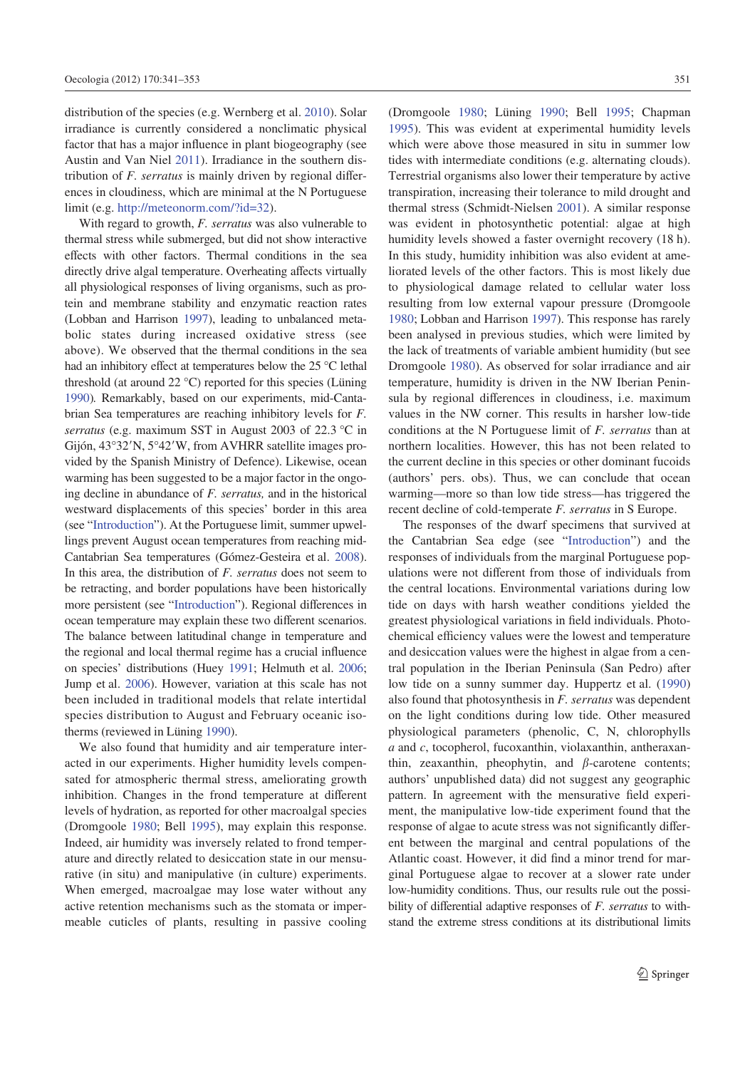distribution of the species (e.g. Wernberg et al. 2010). Solar irradiance is currently considered a nonclimatic physical factor that has a major influence in plant biogeography (see Austin and Van Niel 2011). Irradiance in the southern distribution of *F. serratus* is mainly driven by regional differences in cloudiness, which are minimal at the N Portuguese limit (e.g. http://meteonorm.com/?id=32).

With regard to growth, *F. serratus* was also vulnerable to thermal stress while submerged, but did not show interactive effects with other factors. Thermal conditions in the sea directly drive algal temperature. Overheating affects virtually all physiological responses of living organisms, such as protein and membrane stability and enzymatic reaction rates (Lobban and Harrison 1997), leading to unbalanced metabolic states during increased oxidative stress (see above). We observed that the thermal conditions in the sea had an inhibitory effect at temperatures below the 25 °C lethal threshold (at around 22 °C) reported for this species (Lüning 1990). Remarkably, based on our experiments, mid-Cantabrian Sea temperatures are reaching inhibitory levels for *F. serratus* (e.g. maximum SST in August 2003 of 22.3 °C in Gijón, 43°32′N, 5°42′W, from AVHRR satellite images provided by the Spanish Ministry of Defence). Likewise, ocean warming has been suggested to be a major factor in the ongoing decline in abundance of *F. serratus,* and in the historical westward displacements of this species' border in this area (see "Introduction"). At the Portuguese limit, summer upwellings prevent August ocean temperatures from reaching mid-Cantabrian Sea temperatures (Gómez-Gesteira et al. 2008). In this area, the distribution of *F. serratus* does not seem to be retracting, and border populations have been historically more persistent (see "Introduction"). Regional differences in ocean temperature may explain these two different scenarios. The balance between latitudinal change in temperature and the regional and local thermal regime has a crucial influence on species' distributions (Huey 1991; Helmuth et al. 2006; Jump et al. 2006). However, variation at this scale has not been included in traditional models that relate intertidal species distribution to August and February oceanic isotherms (reviewed in Lüning 1990).

We also found that humidity and air temperature interacted in our experiments. Higher humidity levels compensated for atmospheric thermal stress, ameliorating growth inhibition. Changes in the frond temperature at different levels of hydration, as reported for other macroalgal species (Dromgoole 1980; Bell 1995), may explain this response. Indeed, air humidity was inversely related to frond temperature and directly related to desiccation state in our mensurative (in situ) and manipulative (in culture) experiments. When emerged, macroalgae may lose water without any active retention mechanisms such as the stomata or impermeable cuticles of plants, resulting in passive cooling (Dromgoole 1980; Lüning 1990; Bell 1995; Chapman 1995). This was evident at experimental humidity levels which were above those measured in situ in summer low tides with intermediate conditions (e.g. alternating clouds). Terrestrial organisms also lower their temperature by active transpiration, increasing their tolerance to mild drought and thermal stress (Schmidt-Nielsen 2001). A similar response was evident in photosynthetic potential: algae at high humidity levels showed a faster overnight recovery (18 h). In this study, humidity inhibition was also evident at ameliorated levels of the other factors. This is most likely due to physiological damage related to cellular water loss resulting from low external vapour pressure (Dromgoole 1980; Lobban and Harrison 1997). This response has rarely been analysed in previous studies, which were limited by the lack of treatments of variable ambient humidity (but see Dromgoole 1980). As observed for solar irradiance and air temperature, humidity is driven in the NW Iberian Peninsula by regional differences in cloudiness, i.e. maximum values in the NW corner. This results in harsher low-tide conditions at the N Portuguese limit of *F. serratus* than at northern localities. However, this has not been related to the current decline in this species or other dominant fucoids (authors' pers. obs). Thus, we can conclude that ocean warming—more so than low tide stress—has triggered the recent decline of cold-temperate *F. serratus* in S Europe.

The responses of the dwarf specimens that survived at the Cantabrian Sea edge (see "Introduction") and the responses of individuals from the marginal Portuguese populations were not different from those of individuals from the central locations. Environmental variations during low tide on days with harsh weather conditions yielded the greatest physiological variations in field individuals. Photochemical efficiency values were the lowest and temperature and desiccation values were the highest in algae from a central population in the Iberian Peninsula (San Pedro) after low tide on a sunny summer day. Huppertz et al. (1990) also found that photosynthesis in *F. serratus* was dependent on the light conditions during low tide. Other measured physiological parameters (phenolic, C, N, chlorophylls *a* and *c*, tocopherol, fucoxanthin, violaxanthin, antheraxanthin, zeaxanthin, pheophytin, and $\beta$-carotene contents; authors' unpublished data) did not suggest any geographic pattern. In agreement with the mensurative field experiment, the manipulative low-tide experiment found that the response of algae to acute stress was not significantly different between the marginal and central populations of the Atlantic coast. However, it did find a minor trend for marginal Portuguese algae to recover at a slower rate under low-humidity conditions. Thus, our results rule out the possibility of differential adaptive responses of *F. serratus* to withstand the extreme stress conditions at its distributional limits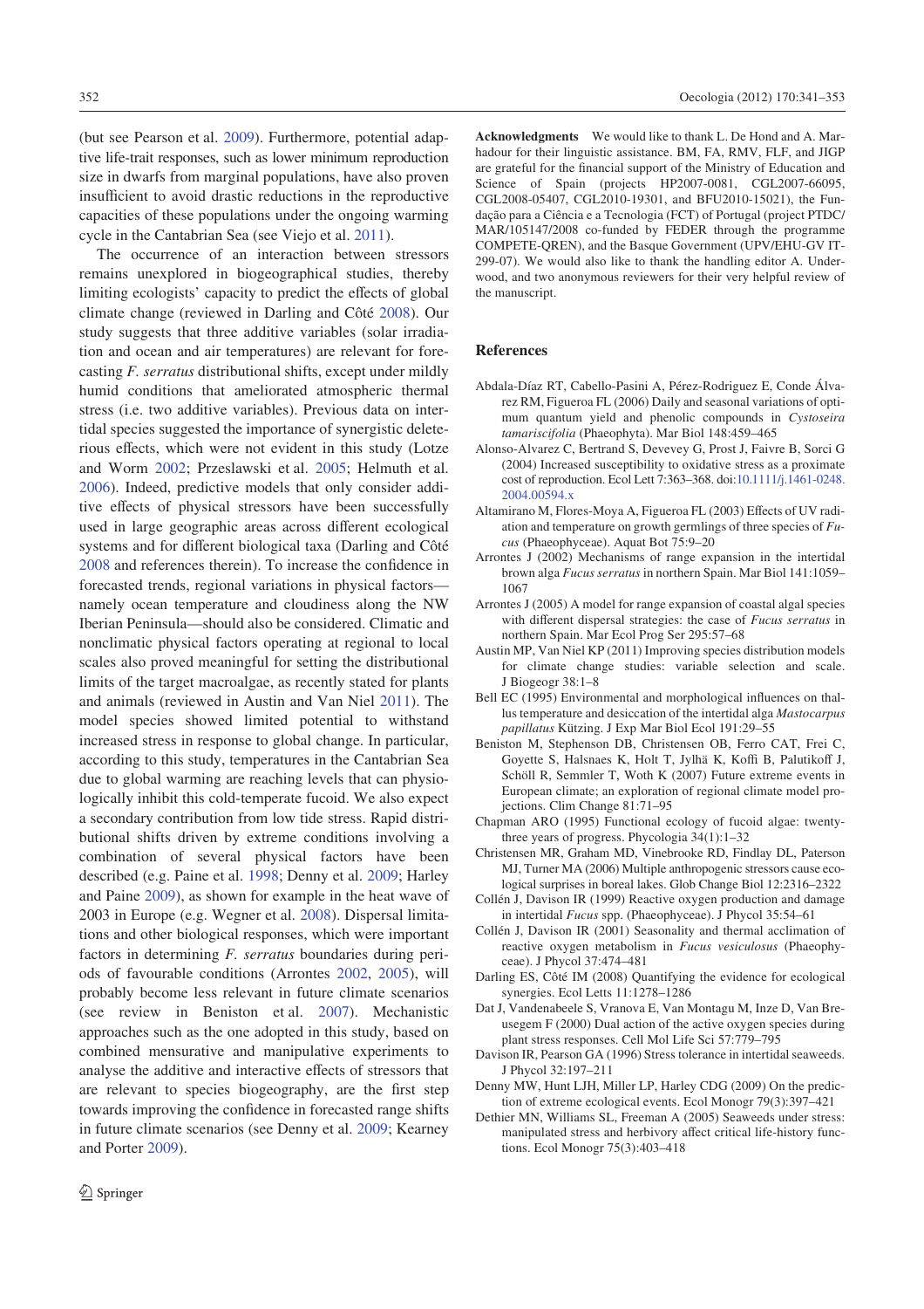(but see Pearson et al. 2009). Furthermore, potential adaptive life-trait responses, such as lower minimum reproduction size in dwarfs from marginal populations, have also proven insufficient to avoid drastic reductions in the reproductive capacities of these populations under the ongoing warming cycle in the Cantabrian Sea (see Viejo et al. 2011).

The occurrence of an interaction between stressors remains unexplored in biogeographical studies, thereby limiting ecologists' capacity to predict the effects of global climate change (reviewed in Darling and Côté 2008). Our study suggests that three additive variables (solar irradiation and ocean and air temperatures) are relevant for forecasting *F. serratus* distributional shifts, except under mildly humid conditions that ameliorated atmospheric thermal stress (i.e. two additive variables). Previous data on intertidal species suggested the importance of synergistic deleterious effects, which were not evident in this study (Lotze and Worm 2002; Przeslawski et al. 2005; Helmuth et al. 2006). Indeed, predictive models that only consider additive effects of physical stressors have been successfully used in large geographic areas across different ecological systems and for different biological taxa (Darling and Côté 2008 and references therein). To increase the confidence in forecasted trends, regional variations in physical factors—namely ocean temperature and cloudiness along the NW Iberian Peninsula—should also be considered. Climatic and nonclimatic physical factors operating at regional to local scales also proved meaningful for setting the distributional limits of the target macroalgae, as recently stated for plants and animals (reviewed in Austin and Van Niel 2011). The model species showed limited potential to withstand increased stress in response to global change. In particular, according to this study, temperatures in the Cantabrian Sea due to global warming are reaching levels that can physiologically inhibit this cold-temperate fucoid. We also expect a secondary contribution from low tide stress. Rapid distributional shifts driven by extreme conditions involving a combination of several physical factors have been described (e.g. Paine et al. 1998; Denny et al. 2009; Harley and Paine 2009), as shown for example in the heat wave of 2003 in Europe (e.g. Wegner et al. 2008). Dispersal limitations and other biological responses, which were important factors in determining *F. serratus* boundaries during periods of favourable conditions (Arrontes 2002, 2005), will probably become less relevant in future climate scenarios (see review in Beniston et al. 2007). Mechanistic approaches such as the one adopted in this study, based on combined mensurative and manipulative experiments to analyse the additive and interactive effects of stressors that are relevant to species biogeography, are the first step towards improving the confidence in forecasted range shifts in future climate scenarios (see Denny et al. 2009; Kearney and Porter 2009).

**Acknowledgments** We would like to thank L. De Hond and A. Marhadour for their linguistic assistance. BM, FA, RMV, FLF, and JIGP are grateful for the financial support of the Ministry of Education and Science of Spain (projects HP2007-0081, CGL2007-66095, CGL2008-05407, CGL2010-19301, and BFU2010-15021), the Fundação para a Ciência e a Tecnologia (FCT) of Portugal (project PTDC/MAR/105147/2008 co-funded by FEDER through the programme COMPETE-QREN), and the Basque Government (UPV/EHU-GV IT-299-07). We would also like to thank the handling editor A. Underwood, and two anonymous reviewers for their very helpful review of the manuscript.

## References

Abdala-Díaz RT, Cabello-Pasini A, Pérez-Rodriguez E, Conde Álvarez RM, Figueroa FL (2006) Daily and seasonal variations of optimum quantum yield and phenolic compounds in *Cystoseira tamariscifolia* (Phaeophyta). Mar Biol 148:459–465

Alonso-Alvarez C, Bertrand S, Devevey G, Prost J, Faivre B, Sorci G (2004) Increased susceptibility to oxidative stress as a proximate cost of reproduction. Ecol Lett 7:363–368. doi:10.1111/j.1461-0248.2004.00594.x

Altamirano M, Flores-Moya A, Figueroa FL (2003) Effects of UV radiation and temperature on growth germlings of three species of *Fucus* (Phaeophyceae). Aquat Bot 75:9–20

Arrontes J (2002) Mechanisms of range expansion in the intertidal brown alga *Fucus serratus* in northern Spain. Mar Biol 141:1059–1067

Arrontes J (2005) A model for range expansion of coastal algal species with different dispersal strategies: the case of *Fucus serratus* in northern Spain. Mar Ecol Prog Ser 295:57–68

Austin MP, Van Niel KP (2011) Improving species distribution models for climate change studies: variable selection and scale. J Biogeogr 38:1–8

Bell EC (1995) Environmental and morphological influences on thallus temperature and desiccation of the intertidal alga *Mastocarpus papillatus* Kützing. J Exp Mar Biol Ecol 191:29–55

Beniston M, Stephenson DB, Christensen OB, Ferro CAT, Frei C, Goyette S, Halsnaes K, Holt T, Jylhä K, Koffi B, Palutikoff J, Schöll R, Semmler T, Woth K (2007) Future extreme events in European climate; an exploration of regional climate model projections. Clim Change 81:71–95

Chapman ARO (1995) Functional ecology of fucoid algae: twenty-three years of progress. Phycologia 34(1):1–32

Christensen MR, Graham MD, Vinebrooke RD, Findlay DL, Paterson MJ, Turner MA (2006) Multiple anthropogenic stressors cause ecological surprises in boreal lakes. Glob Change Biol 12:2316–2322

Collén J, Davison IR (1999) Reactive oxygen production and damage in intertidal *Fucus* spp. (Phaeophyceae). J Phycol 35:54–61

Collén J, Davison IR (2001) Seasonality and thermal acclimation of reactive oxygen metabolism in *Fucus vesiculosus* (Phaeophyceae). J Phycol 37:474–481

Darling ES, Côté IM (2008) Quantifying the evidence for ecological synergies. Ecol Letts 11:1278–1286

Dat J, Vandenabeele S, Vranova E, Van Montagu M, Inze D, Van Breusegem F (2000) Dual action of the active oxygen species during plant stress responses. Cell Mol Life Sci 57:779–795

Davison IR, Pearson GA (1996) Stress tolerance in intertidal seaweeds. J Phycol 32:197–211

Denny MW, Hunt LJH, Miller LP, Harley CDG (2009) On the prediction of extreme ecological events. Ecol Monogr 79(3):397–421

Dethier MN, Williams SL, Freeman A (2005) Seaweeds under stress: manipulated stress and herbivory affect critical life-history functions. Ecol Monogr 75(3):403–418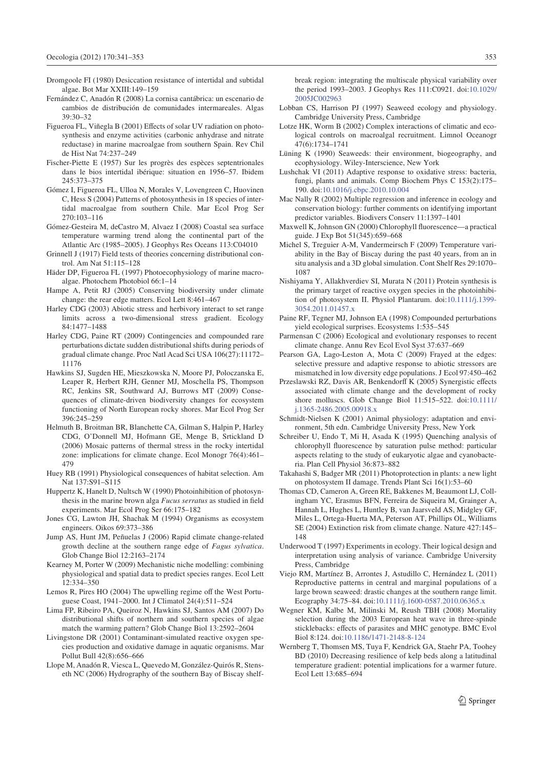Dromgoole FI (1980) Desiccation resistance of intertidal and subtidal algae. Bot Mar XXIII:149–159

Fernández C, Anadón R (2008) La cornisa cantábrica: un escenario de cambios de distribución de comunidades intermareales. Algas 39:30–32

Figueroa FL, Viñegla B (2001) Effects of solar UV radiation on photosynthesis and enzyme activities (carbonic anhydrase and nitrate reductase) in marine macroalgae from southern Spain. Rev Chil de Hist Nat 74:237–249

Fischer-Piette E (1957) Sur les progrès des espèces septentrionales dans le bios intertidal ibérique: situation en 1956–57. Ibidem 245:373–375

Gómez I, Figueroa FL, Ulloa N, Morales V, Lovengreen C, Huovinen C, Hess S (2004) Patterns of photosynthesis in 18 species of intertidal macroalgae from southern Chile. Mar Ecol Prog Ser 270:103–116

Gómez-Gesteira M, deCastro M, Alvaez I (2008) Coastal sea surface temperature warming trend along the continental part of the Atlantic Arc (1985–2005). J Geophys Res Oceans 113:C04010

Grinnell J (1917) Field tests of theories concerning distributional control. Am Nat 51:115–128

Häder DP, Figueroa FL (1997) Photoecophysiology of marine macroalgae. Photochem Photobiol 66:1–14

Hampe A, Petit RJ (2005) Conserving biodiversity under climate change: the rear edge matters. Ecol Lett 8:461–467

Harley CDG (2003) Abiotic stress and herbivory interact to set range limits across a two-dimensional stress gradient. Ecology 84:1477–1488

Harley CDG, Paine RT (2009) Contingencies and compounded rare perturbations dictate sudden distributional shifts during periods of gradual climate change. Proc Natl Acad Sci USA 106(27):11172–11176

Hawkins SJ, Sugden HE, Mieszkowska N, Moore PJ, Poloczanska E, Leaper R, Herbert RJH, Genner MJ, Moschella PS, Thompson RC, Jenkins SR, Southward AJ, Burrows MT (2009) Consequences of climate-driven biodiversity changes for ecosystem functioning of North European rocky shores. Mar Ecol Prog Ser 396:245–259

Helmuth B, Broitman BR, Blanchette CA, Gilman S, Halpin P, Harley CDG, O'Donnell MJ, Hofmann GE, Menge B, Srtickland D (2006) Mosaic patterns of thermal stress in the rocky intertidal zone: implications for climate change. Ecol Monogr 76(4):461–479

Huey RB (1991) Physiological consequences of habitat selection. Am Nat 137:S91–S115

Huppertz K, Hanelt D, Nultsch W (1990) Photoinhibition of photosynthesis in the marine brown alga *Fucus serratus* as studied in field experiments. Mar Ecol Prog Ser 66:175–182

Jones CG, Lawton JH, Shachak M (1994) Organisms as ecosystem engineers. Oikos 69:373–386

Jump AS, Hunt JM, Peñuelas J (2006) Rapid climate change-related growth decline at the southern range edge of *Fagus sylvatica*. Glob Change Biol 12:2163–2174

Kearney M, Porter W (2009) Mechanistic niche modelling: combining physiological and spatial data to predict species ranges. Ecol Lett 12:334–350

Lemos R, Pires HO (2004) The upwelling regime off the West Portuguese Coast, 1941–2000. Int J Climatol 24(4):511–524

Lima FP, Ribeiro PA, Queiroz N, Hawkins SJ, Santos AM (2007) Do distributional shifts of northern and southern species of algae match the warming pattern? Glob Change Biol 13:2592–2604

Livingstone DR (2001) Contaminant-simulated reactive oxygen species production and oxidative damage in aquatic organisms. Mar Pollut Bull 42(8):656–666

Llope M, Anadón R, Viesca L, Quevedo M, González-Quirós R, Stenseth NC (2006) Hydrography of the southern Bay of Biscay shelf-break region: integrating the multiscale physical variability over the period 1993–2003. J Geophys Res 111:C0921. doi:10.1029/2005JC002963

Lobban CS, Harrison PJ (1997) Seaweed ecology and physiology. Cambridge University Press, Cambridge

Lotze HK, Worm B (2002) Complex interactions of climatic and ecological controls on macroalgal recruitment. Limnol Oceanogr 47(6):1734–1741

Lüning K (1990) Seaweeds: their environment, biogeography, and ecophysiology. Wiley-Interscience, New York

Lushchak VI (2011) Adaptive response to oxidative stress: bacteria, fungi, plants and animals. Comp Biochem Phys C 153(2):175–190. doi:10.1016/j.cbpc.2010.10.004

Mac Nally R (2002) Multiple regression and inference in ecology and conservation biology: further comments on identifying important predictor variables. Biodivers Conserv 11:1397–1401

Maxwell K, Johnson GN (2000) Chlorophyll fluorescence—a practical guide. J Exp Bot 51(345):659–668

Michel S, Treguier A-M, Vandermeirsch F (2009) Temperature variability in the Bay of Biscay during the past 40 years, from an in situ analysis and a 3D global simulation. Cont Shelf Res 29:1070–1087

Nishiyama Y, Allakhverdiev SI, Murata N (2011) Protein synthesis is the primary target of reactive oxygen species in the photoinhibition of photosystem II. Physiol Plantarum. doi:10.1111/j.1399-3054.2011.01457.x

Paine RF, Tegner MJ, Johnson EA (1998) Compounded perturbations yield ecological surprises. Ecosystems 1:535–545

Parmensan C (2006) Ecological and evolutionary responses to recent climate change. Annu Rev Ecol Evol Syst 37:637–669

Pearson GA, Lago-Leston A, Mota C (2009) Frayed at the edges: selective pressure and adaptive response to abiotic stressors are mismatched in low diversity edge populations. J Ecol 97:450–462

Przeslawski RZ, Davis AR, Benkendorff K (2005) Synergistic effects associated with climate change and the development of rocky shore molluscs. Glob Change Biol 11:515–522. doi:10.1111/j.1365-2486.2005.00918.x

Schmidt-Nielsen K (2001) Animal physiology: adaptation and environment, 5th edn. Cambridge University Press, New York

Schreiber U, Endo T, Mi H, Asada K (1995) Quenching analysis of chlorophyll fluorescence by saturation pulse method: particular aspects relating to the study of eukaryotic algae and cyanobacteria. Plan Cell Physiol 36:873–882

Takahashi S, Badger MR (2011) Photoprotection in plants: a new light on photosystem II damage. Trends Plant Sci 16(1):53–60

Thomas CD, Cameron A, Green RE, Bakkenes M, Beaumont LJ, Collingham YC, Erasmus BFN, Ferreira de Siqueira M, Grainger A, Hannah L, Hughes L, Huntley B, van Jaarsveld AS, Midgley GF, Miles L, Ortega-Huerta MA, Peterson AT, Phillips OL, Williams SE (2004) Extinction risk from climate change. Nature 427:145–148

Underwood T (1997) Experiments in ecology. Their logical design and interpretation using analysis of variance. Cambridge University Press, Cambridge

Viejo RM, Martínez B, Arrontes J, Astudillo C, Hernández L (2011) Reproductive patterns in central and marginal populations of a large brown seaweed: drastic changes at the southern range limit. Ecography 34:75–84. doi:10.1111/j.1600-0587.2010.06365.x

Wegner KM, Kalbe M, Milinski M, Reush TBH (2008) Mortality selection during the 2003 European heat wave in three-spinde sticklebacks: effects of parasites and MHC genotype. BMC Evol Biol 8:124. doi:10.1186/1471-2148-8-124

Wernberg T, Thomsen MS, Tuya F, Kendrick GA, Staehr PA, Toohey BD (2010) Decreasing resilience of kelp beds along a latitudinal temperature gradient: potential implications for a warmer future. Ecol Lett 13:685–694